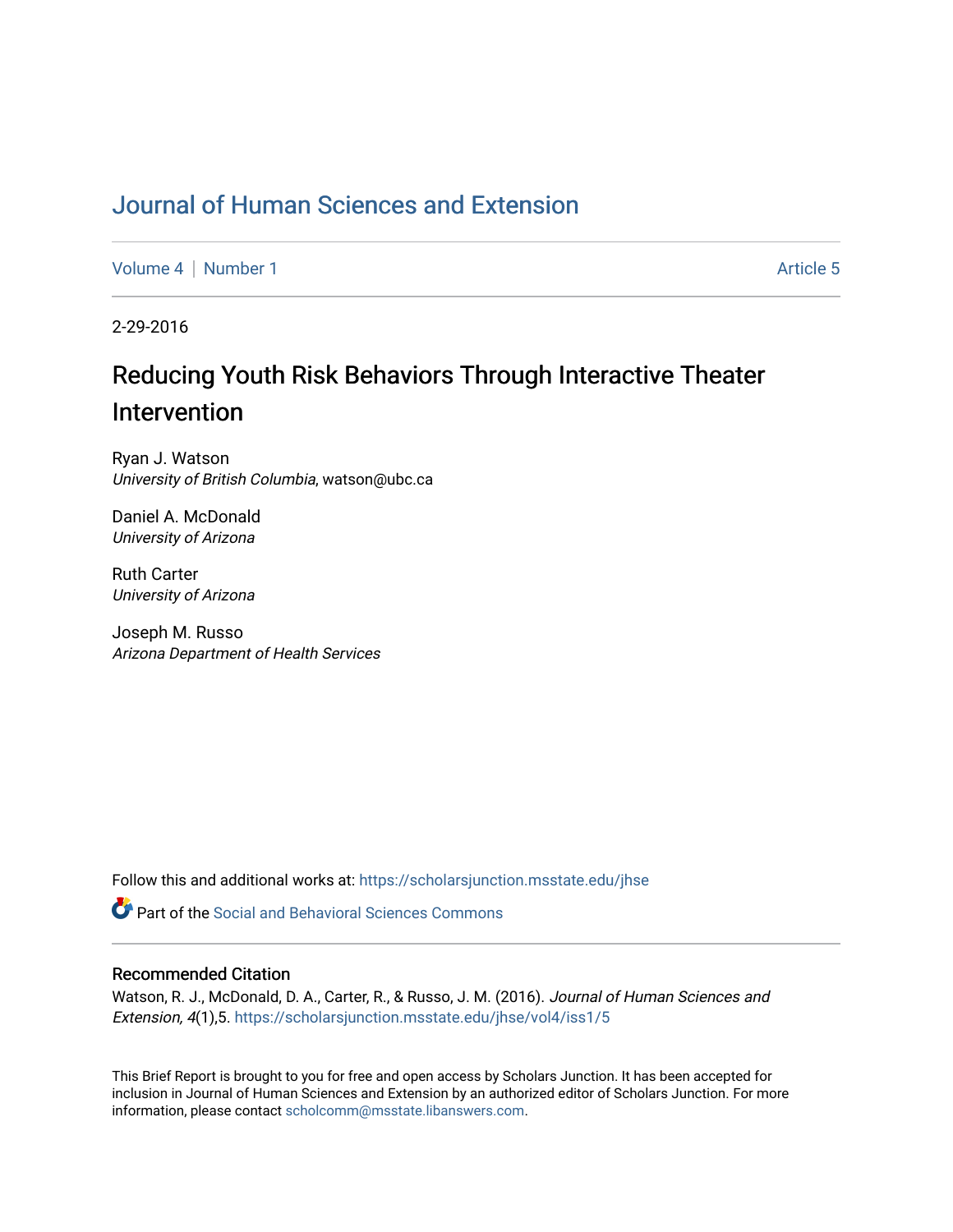# Journal of Human Sciences and Extension

Volume 4 | Number 1 Article 5

2-29-2016

## Reducing Youth Risk Behaviors Through Interactive Theater Intervention

Ryan J. Watson
*University of British Columbia*, watson@ubc.ca

Daniel A. McDonald
*University of Arizona*

Ruth Carter
*University of Arizona*

Joseph M. Russo
*Arizona Department of Health Services*

Follow this and additional works at: https://scholarsjunction.msstate.edu/jhse

Part of the Social and Behavioral Sciences Commons

### Recommended Citation

Watson, R. J., McDonald, D. A., Carter, R., & Russo, J. M. (2016). *Journal of Human Sciences and Extension, 4*(1),5. https://scholarsjunction.msstate.edu/jhse/vol4/iss1/5

This Brief Report is brought to you for free and open access by Scholars Junction. It has been accepted for inclusion in Journal of Human Sciences and Extension by an authorized editor of Scholars Junction. For more information, please contact scholcomm@msstate.libanswers.com.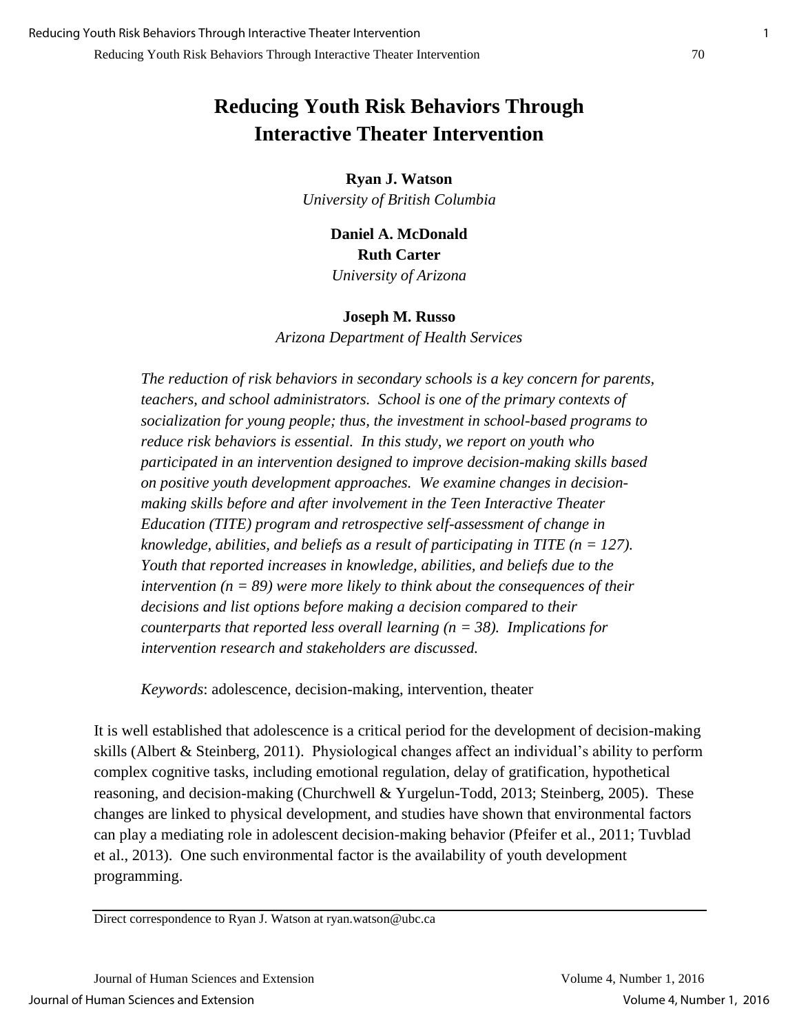# Reducing Youth Risk Behaviors Through Interactive Theater Intervention

**Ryan J. Watson**
*University of British Columbia*

**Daniel A. McDonald**
**Ruth Carter**
*University of Arizona*

**Joseph M. Russo**
*Arizona Department of Health Services*

*The reduction of risk behaviors in secondary schools is a key concern for parents, teachers, and school administrators. School is one of the primary contexts of socialization for young people; thus, the investment in school-based programs to reduce risk behaviors is essential. In this study, we report on youth who participated in an intervention designed to improve decision-making skills based on positive youth development approaches. We examine changes in decision-making skills before and after involvement in the Teen Interactive Theater Education (TITE) program and retrospective self-assessment of change in knowledge, abilities, and beliefs as a result of participating in TITE (n = 127). Youth that reported increases in knowledge, abilities, and beliefs due to the intervention (n = 89) were more likely to think about the consequences of their decisions and list options before making a decision compared to their counterparts that reported less overall learning (n = 38). Implications for intervention research and stakeholders are discussed.*

*Keywords*: adolescence, decision-making, intervention, theater

It is well established that adolescence is a critical period for the development of decision-making skills (Albert & Steinberg, 2011). Physiological changes affect an individual's ability to perform complex cognitive tasks, including emotional regulation, delay of gratification, hypothetical reasoning, and decision-making (Churchwell & Yurgelun-Todd, 2013; Steinberg, 2005). These changes are linked to physical development, and studies have shown that environmental factors can play a mediating role in adolescent decision-making behavior (Pfeifer et al., 2011; Tuvblad et al., 2013). One such environmental factor is the availability of youth development programming.

---

Direct correspondence to Ryan J. Watson at ryan.watson@ubc.ca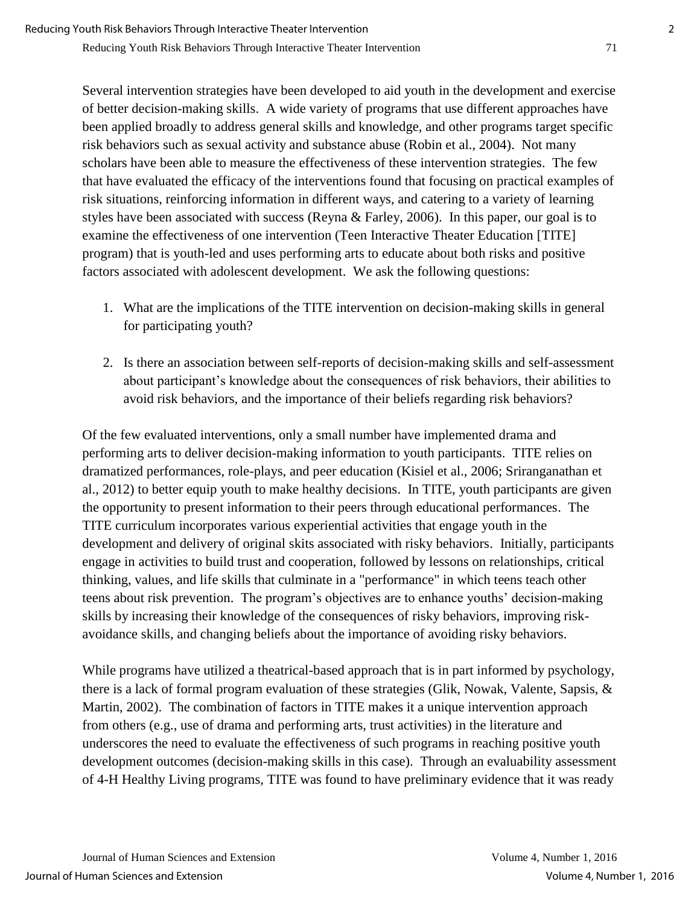Several intervention strategies have been developed to aid youth in the development and exercise of better decision-making skills. A wide variety of programs that use different approaches have been applied broadly to address general skills and knowledge, and other programs target specific risk behaviors such as sexual activity and substance abuse (Robin et al., 2004). Not many scholars have been able to measure the effectiveness of these intervention strategies. The few that have evaluated the efficacy of the interventions found that focusing on practical examples of risk situations, reinforcing information in different ways, and catering to a variety of learning styles have been associated with success (Reyna & Farley, 2006). In this paper, our goal is to examine the effectiveness of one intervention (Teen Interactive Theater Education [TITE] program) that is youth-led and uses performing arts to educate about both risks and positive factors associated with adolescent development. We ask the following questions:

1. What are the implications of the TITE intervention on decision-making skills in general for participating youth?

2. Is there an association between self-reports of decision-making skills and self-assessment about participant's knowledge about the consequences of risk behaviors, their abilities to avoid risk behaviors, and the importance of their beliefs regarding risk behaviors?

Of the few evaluated interventions, only a small number have implemented drama and performing arts to deliver decision-making information to youth participants. TITE relies on dramatized performances, role-plays, and peer education (Kisiel et al., 2006; Sriranganathan et al., 2012) to better equip youth to make healthy decisions. In TITE, youth participants are given the opportunity to present information to their peers through educational performances. The TITE curriculum incorporates various experiential activities that engage youth in the development and delivery of original skits associated with risky behaviors. Initially, participants engage in activities to build trust and cooperation, followed by lessons on relationships, critical thinking, values, and life skills that culminate in a "performance" in which teens teach other teens about risk prevention. The program's objectives are to enhance youths' decision-making skills by increasing their knowledge of the consequences of risky behaviors, improving risk-avoidance skills, and changing beliefs about the importance of avoiding risky behaviors.

While programs have utilized a theatrical-based approach that is in part informed by psychology, there is a lack of formal program evaluation of these strategies (Glik, Nowak, Valente, Sapsis, & Martin, 2002). The combination of factors in TITE makes it a unique intervention approach from others (e.g., use of drama and performing arts, trust activities) in the literature and underscores the need to evaluate the effectiveness of such programs in reaching positive youth development outcomes (decision-making skills in this case). Through an evaluability assessment of 4-H Healthy Living programs, TITE was found to have preliminary evidence that it was ready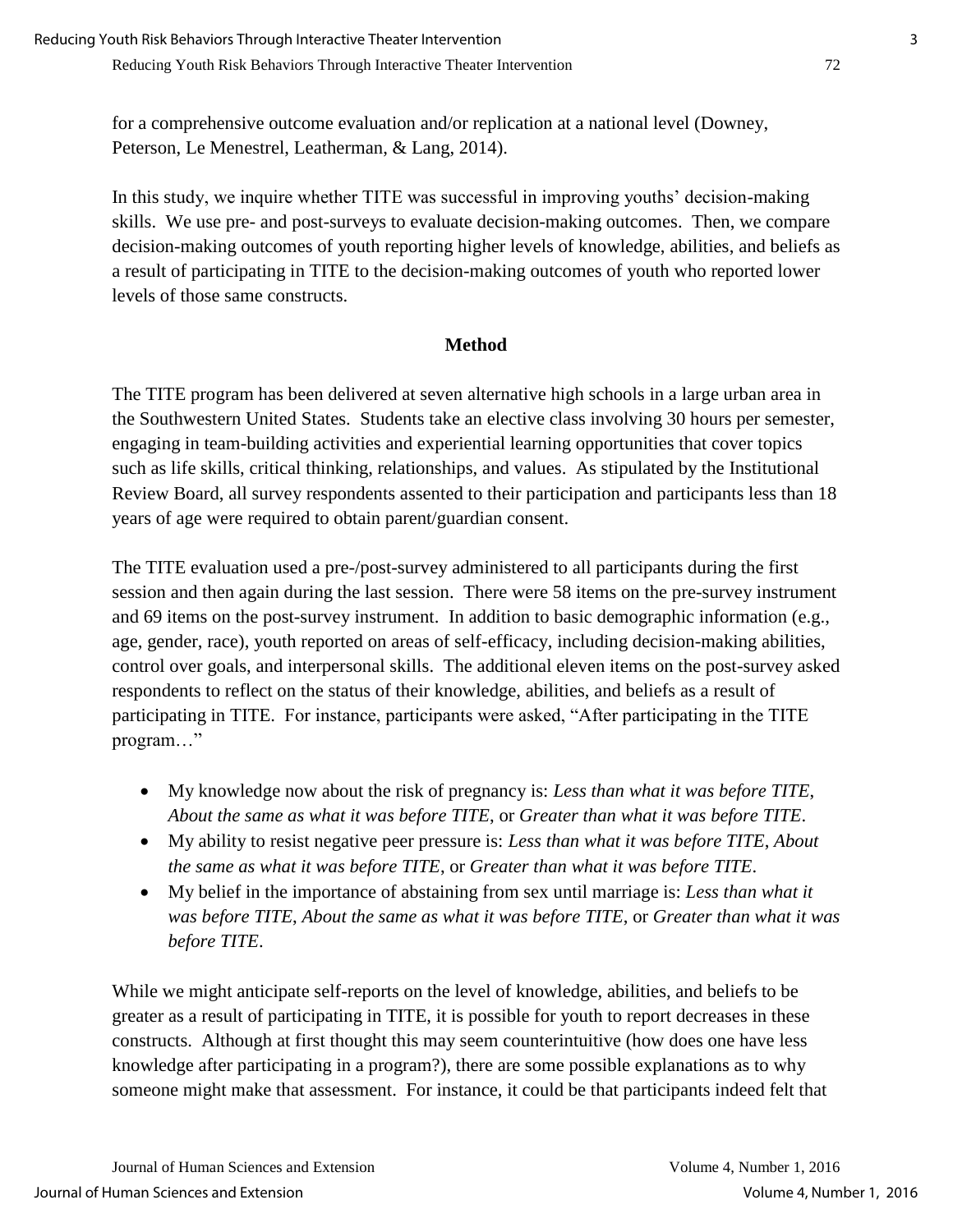for a comprehensive outcome evaluation and/or replication at a national level (Downey, Peterson, Le Menestrel, Leatherman, & Lang, 2014).

In this study, we inquire whether TITE was successful in improving youths' decision-making skills. We use pre- and post-surveys to evaluate decision-making outcomes. Then, we compare decision-making outcomes of youth reporting higher levels of knowledge, abilities, and beliefs as a result of participating in TITE to the decision-making outcomes of youth who reported lower levels of those same constructs.

## Method

The TITE program has been delivered at seven alternative high schools in a large urban area in the Southwestern United States. Students take an elective class involving 30 hours per semester, engaging in team-building activities and experiential learning opportunities that cover topics such as life skills, critical thinking, relationships, and values. As stipulated by the Institutional Review Board, all survey respondents assented to their participation and participants less than 18 years of age were required to obtain parent/guardian consent.

The TITE evaluation used a pre-/post-survey administered to all participants during the first session and then again during the last session. There were 58 items on the pre-survey instrument and 69 items on the post-survey instrument. In addition to basic demographic information (e.g., age, gender, race), youth reported on areas of self-efficacy, including decision-making abilities, control over goals, and interpersonal skills. The additional eleven items on the post-survey asked respondents to reflect on the status of their knowledge, abilities, and beliefs as a result of participating in TITE. For instance, participants were asked, "After participating in the TITE program…"

- My knowledge now about the risk of pregnancy is: *Less than what it was before TITE*, *About the same as what it was before TITE*, or *Greater than what it was before TITE*.
- My ability to resist negative peer pressure is: *Less than what it was before TITE*, *About the same as what it was before TITE*, or *Greater than what it was before TITE*.
- My belief in the importance of abstaining from sex until marriage is: *Less than what it was before TITE*, *About the same as what it was before TITE*, or *Greater than what it was before TITE*.

While we might anticipate self-reports on the level of knowledge, abilities, and beliefs to be greater as a result of participating in TITE, it is possible for youth to report decreases in these constructs. Although at first thought this may seem counterintuitive (how does one have less knowledge after participating in a program?), there are some possible explanations as to why someone might make that assessment. For instance, it could be that participants indeed felt that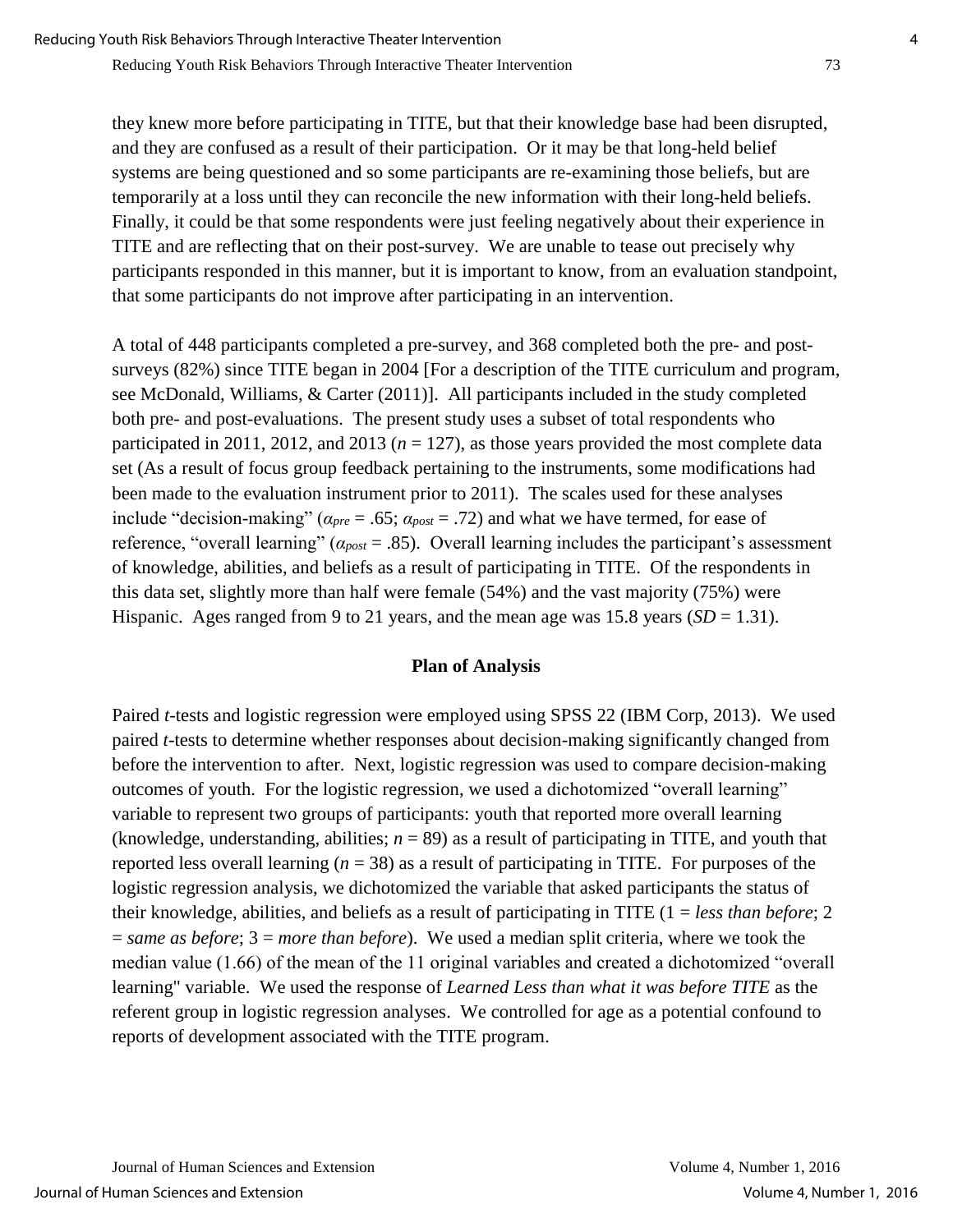they knew more before participating in TITE, but that their knowledge base had been disrupted, and they are confused as a result of their participation. Or it may be that long-held belief systems are being questioned and so some participants are re-examining those beliefs, but are temporarily at a loss until they can reconcile the new information with their long-held beliefs. Finally, it could be that some respondents were just feeling negatively about their experience in TITE and are reflecting that on their post-survey. We are unable to tease out precisely why participants responded in this manner, but it is important to know, from an evaluation standpoint, that some participants do not improve after participating in an intervention.

A total of 448 participants completed a pre-survey, and 368 completed both the pre- and post-surveys (82%) since TITE began in 2004 [For a description of the TITE curriculum and program, see McDonald, Williams, & Carter (2011)]. All participants included in the study completed both pre- and post-evaluations. The present study uses a subset of total respondents who participated in 2011, 2012, and 2013 ($n$ = 127), as those years provided the most complete data set (As a result of focus group feedback pertaining to the instruments, some modifications had been made to the evaluation instrument prior to 2011). The scales used for these analyses include "decision-making" ($\alpha_{pre}$ = .65; $\alpha_{post}$ = .72) and what we have termed, for ease of reference, "overall learning" ($\alpha_{post}$ = .85). Overall learning includes the participant's assessment of knowledge, abilities, and beliefs as a result of participating in TITE. Of the respondents in this data set, slightly more than half were female (54%) and the vast majority (75%) were Hispanic. Ages ranged from 9 to 21 years, and the mean age was 15.8 years ($SD$ = 1.31).

## Plan of Analysis

Paired *t*-tests and logistic regression were employed using SPSS 22 (IBM Corp, 2013). We used paired *t*-tests to determine whether responses about decision-making significantly changed from before the intervention to after. Next, logistic regression was used to compare decision-making outcomes of youth. For the logistic regression, we used a dichotomized "overall learning" variable to represent two groups of participants: youth that reported more overall learning (knowledge, understanding, abilities; $n$ = 89) as a result of participating in TITE, and youth that reported less overall learning ($n$ = 38) as a result of participating in TITE. For purposes of the logistic regression analysis, we dichotomized the variable that asked participants the status of their knowledge, abilities, and beliefs as a result of participating in TITE (1 = *less than before*; 2 = *same as before*; 3 = *more than before*). We used a median split criteria, where we took the median value (1.66) of the mean of the 11 original variables and created a dichotomized "overall learning" variable. We used the response of *Learned Less than what it was before TITE* as the referent group in logistic regression analyses. We controlled for age as a potential confound to reports of development associated with the TITE program.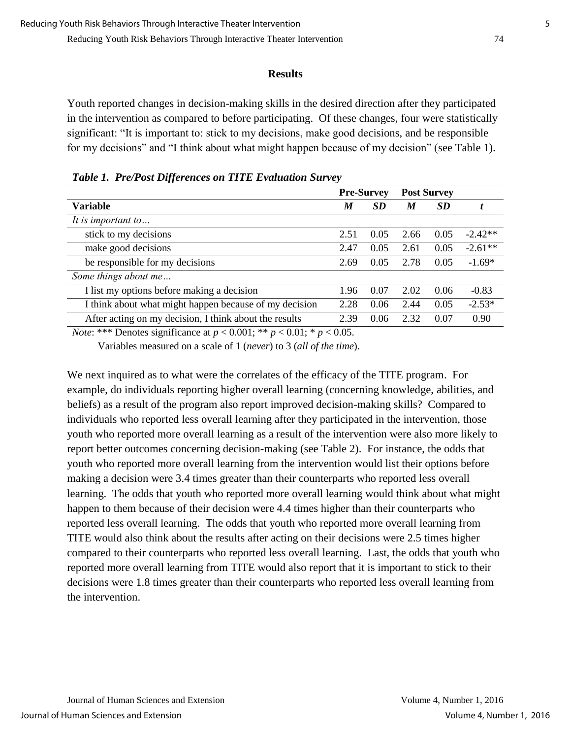## Results

Youth reported changes in decision-making skills in the desired direction after they participated in the intervention as compared to before participating. Of these changes, four were statistically significant: "It is important to: stick to my decisions, make good decisions, and be responsible for my decisions" and "I think about what might happen because of my decision" (see Table 1).

***Table 1. Pre/Post Differences on TITE Evaluation Survey***

| | Pre-Survey | | Post Survey | | |
|---|---|---|---|---|---|
| **Variable** | ***M*** | ***SD*** | ***M*** | ***SD*** | ***t*** |
| *It is important to…* | | | | | |
| stick to my decisions | 2.51 | 0.05 | 2.66 | 0.05 | -2.42** |
| make good decisions | 2.47 | 0.05 | 2.61 | 0.05 | -2.61** |
| be responsible for my decisions | 2.69 | 0.05 | 2.78 | 0.05 | -1.69* |
| *Some things about me…* | | | | | |
| I list my options before making a decision | 1.96 | 0.07 | 2.02 | 0.06 | -0.83 |
| I think about what might happen because of my decision | 2.28 | 0.06 | 2.44 | 0.05 | -2.53* |
| After acting on my decision, I think about the results | 2.39 | 0.06 | 2.32 | 0.07 | 0.90 |

*Note*: *** Denotes significance at $p < 0.001$; ** $p < 0.01$; * $p < 0.05$.
Variables measured on a scale of 1 (*never*) to 3 (*all of the time*).

We next inquired as to what were the correlates of the efficacy of the TITE program. For example, do individuals reporting higher overall learning (concerning knowledge, abilities, and beliefs) as a result of the program also report improved decision-making skills? Compared to individuals who reported less overall learning after they participated in the intervention, those youth who reported more overall learning as a result of the intervention were also more likely to report better outcomes concerning decision-making (see Table 2). For instance, the odds that youth who reported more overall learning from the intervention would list their options before making a decision were 3.4 times greater than their counterparts who reported less overall learning. The odds that youth who reported more overall learning would think about what might happen to them because of their decision were 4.4 times higher than their counterparts who reported less overall learning. The odds that youth who reported more overall learning from TITE would also think about the results after acting on their decisions were 2.5 times higher compared to their counterparts who reported less overall learning. Last, the odds that youth who reported more overall learning from TITE would also report that it is important to stick to their decisions were 1.8 times greater than their counterparts who reported less overall learning from the intervention.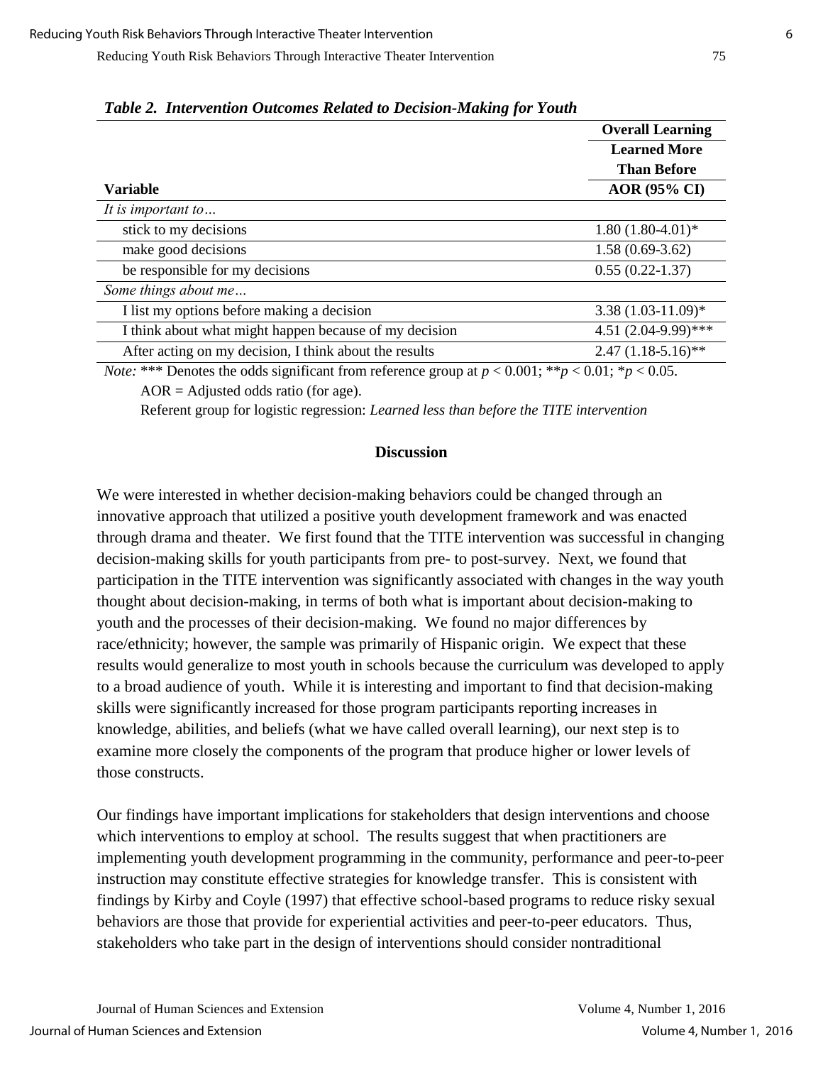*Table 2. Intervention Outcomes Related to Decision-Making for Youth*

| Variable | Overall Learning<br>Learned More Than Before<br>AOR (95% CI) |
|---|---|
| *It is important to…* | |
| stick to my decisions | 1.80 (1.80-4.01)* |
| make good decisions | 1.58 (0.69-3.62) |
| be responsible for my decisions | 0.55 (0.22-1.37) |
| *Some things about me…* | |
| I list my options before making a decision | 3.38 (1.03-11.09)* |
| I think about what might happen because of my decision | 4.51 (2.04-9.99)*** |
| After acting on my decision, I think about the results | 2.47 (1.18-5.16)** |

*Note:* *** Denotes the odds significant from reference group at $p < 0.001$; **$p < 0.01$; *$p < 0.05$.
AOR = Adjusted odds ratio (for age).
Referent group for logistic regression: *Learned less than before the TITE intervention*

## Discussion

We were interested in whether decision-making behaviors could be changed through an innovative approach that utilized a positive youth development framework and was enacted through drama and theater. We first found that the TITE intervention was successful in changing decision-making skills for youth participants from pre- to post-survey. Next, we found that participation in the TITE intervention was significantly associated with changes in the way youth thought about decision-making, in terms of both what is important about decision-making to youth and the processes of their decision-making. We found no major differences by race/ethnicity; however, the sample was primarily of Hispanic origin. We expect that these results would generalize to most youth in schools because the curriculum was developed to apply to a broad audience of youth. While it is interesting and important to find that decision-making skills were significantly increased for those program participants reporting increases in knowledge, abilities, and beliefs (what we have called overall learning), our next step is to examine more closely the components of the program that produce higher or lower levels of those constructs.

Our findings have important implications for stakeholders that design interventions and choose which interventions to employ at school. The results suggest that when practitioners are implementing youth development programming in the community, performance and peer-to-peer instruction may constitute effective strategies for knowledge transfer. This is consistent with findings by Kirby and Coyle (1997) that effective school-based programs to reduce risky sexual behaviors are those that provide for experiential activities and peer-to-peer educators. Thus, stakeholders who take part in the design of interventions should consider nontraditional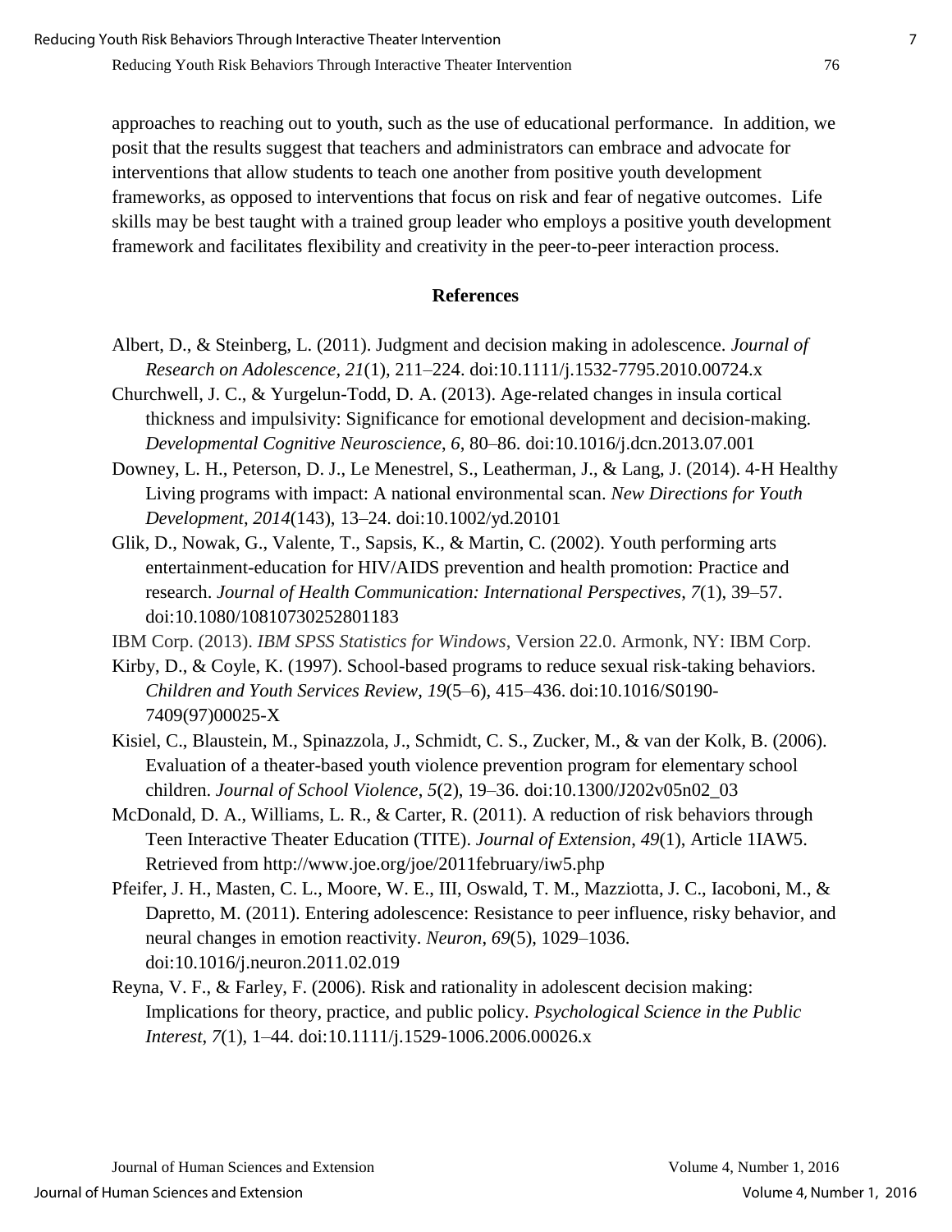approaches to reaching out to youth, such as the use of educational performance. In addition, we posit that the results suggest that teachers and administrators can embrace and advocate for interventions that allow students to teach one another from positive youth development frameworks, as opposed to interventions that focus on risk and fear of negative outcomes. Life skills may be best taught with a trained group leader who employs a positive youth development framework and facilitates flexibility and creativity in the peer-to-peer interaction process.

## References

Albert, D., & Steinberg, L. (2011). Judgment and decision making in adolescence. *Journal of Research on Adolescence, 21*(1), 211–224. doi:10.1111/j.1532-7795.2010.00724.x

Churchwell, J. C., & Yurgelun-Todd, D. A. (2013). Age-related changes in insula cortical thickness and impulsivity: Significance for emotional development and decision-making. *Developmental Cognitive Neuroscience*, *6*, 80–86. doi:10.1016/j.dcn.2013.07.001

Downey, L. H., Peterson, D. J., Le Menestrel, S., Leatherman, J., & Lang, J. (2014). 4-H Healthy Living programs with impact: A national environmental scan. *New Directions for Youth Development*, *2014*(143), 13–24. doi:10.1002/yd.20101

Glik, D., Nowak, G., Valente, T., Sapsis, K., & Martin, C. (2002). Youth performing arts entertainment-education for HIV/AIDS prevention and health promotion: Practice and research. *Journal of Health Communication: International Perspectives*, *7*(1), 39–57. doi:10.1080/10810730252801183

IBM Corp. (2013). *IBM SPSS Statistics for Windows*, Version 22.0. Armonk, NY: IBM Corp.

Kirby, D., & Coyle, K. (1997). School-based programs to reduce sexual risk-taking behaviors. *Children and Youth Services Review*, *19*(5–6), 415–436. doi:10.1016/S0190-7409(97)00025-X

Kisiel, C., Blaustein, M., Spinazzola, J., Schmidt, C. S., Zucker, M., & van der Kolk, B. (2006). Evaluation of a theater-based youth violence prevention program for elementary school children. *Journal of School Violence*, *5*(2), 19–36. doi:10.1300/J202v05n02_03

McDonald, D. A., Williams, L. R., & Carter, R. (2011). A reduction of risk behaviors through Teen Interactive Theater Education (TITE). *Journal of Extension, 49*(1), Article 1IAW5. Retrieved from http://www.joe.org/joe/2011february/iw5.php

Pfeifer, J. H., Masten, C. L., Moore, W. E., III, Oswald, T. M., Mazziotta, J. C., Iacoboni, M., & Dapretto, M. (2011). Entering adolescence: Resistance to peer influence, risky behavior, and neural changes in emotion reactivity. *Neuron*, *69*(5), 1029–1036. doi:10.1016/j.neuron.2011.02.019

Reyna, V. F., & Farley, F. (2006). Risk and rationality in adolescent decision making: Implications for theory, practice, and public policy. *Psychological Science in the Public Interest*, *7*(1), 1–44. doi:10.1111/j.1529-1006.2006.00026.x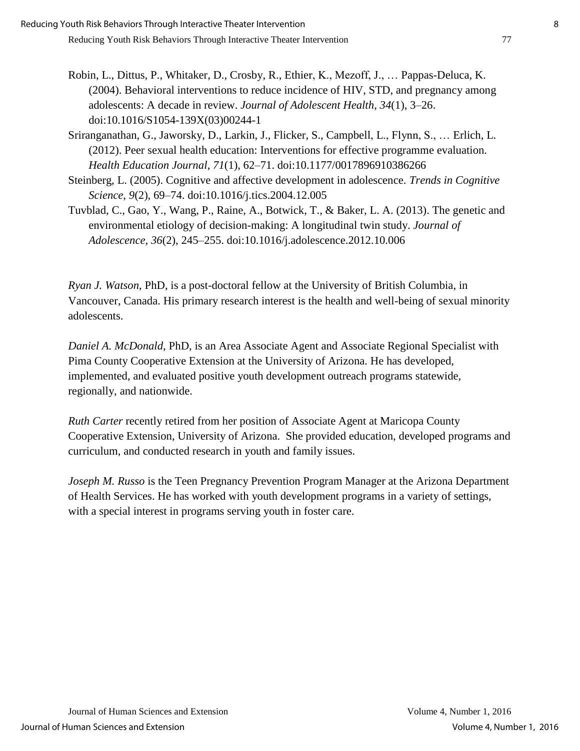Robin, L., Dittus, P., Whitaker, D., Crosby, R., Ethier, K., Mezoff, J., … Pappas-Deluca, K. (2004). Behavioral interventions to reduce incidence of HIV, STD, and pregnancy among adolescents: A decade in review. *Journal of Adolescent Health*, *34*(1), 3–26. doi:10.1016/S1054-139X(03)00244-1

Sriranganathan, G., Jaworsky, D., Larkin, J., Flicker, S., Campbell, L., Flynn, S., … Erlich, L. (2012). Peer sexual health education: Interventions for effective programme evaluation. *Health Education Journal*, *71*(1), 62–71. doi:10.1177/0017896910386266

Steinberg, L. (2005). Cognitive and affective development in adolescence. *Trends in Cognitive Science*, *9*(2), 69–74. doi:10.1016/j.tics.2004.12.005

Tuvblad, C., Gao, Y., Wang, P., Raine, A., Botwick, T., & Baker, L. A. (2013). The genetic and environmental etiology of decision-making: A longitudinal twin study. *Journal of Adolescence*, *36*(2), 245–255. doi:10.1016/j.adolescence.2012.10.006

*Ryan J. Watson*, PhD, is a post-doctoral fellow at the University of British Columbia, in Vancouver, Canada. His primary research interest is the health and well-being of sexual minority adolescents.

*Daniel A. McDonald*, PhD, is an Area Associate Agent and Associate Regional Specialist with Pima County Cooperative Extension at the University of Arizona. He has developed, implemented, and evaluated positive youth development outreach programs statewide, regionally, and nationwide.

*Ruth Carter* recently retired from her position of Associate Agent at Maricopa County Cooperative Extension, University of Arizona. She provided education, developed programs and curriculum, and conducted research in youth and family issues.

*Joseph M. Russo* is the Teen Pregnancy Prevention Program Manager at the Arizona Department of Health Services. He has worked with youth development programs in a variety of settings, with a special interest in programs serving youth in foster care.